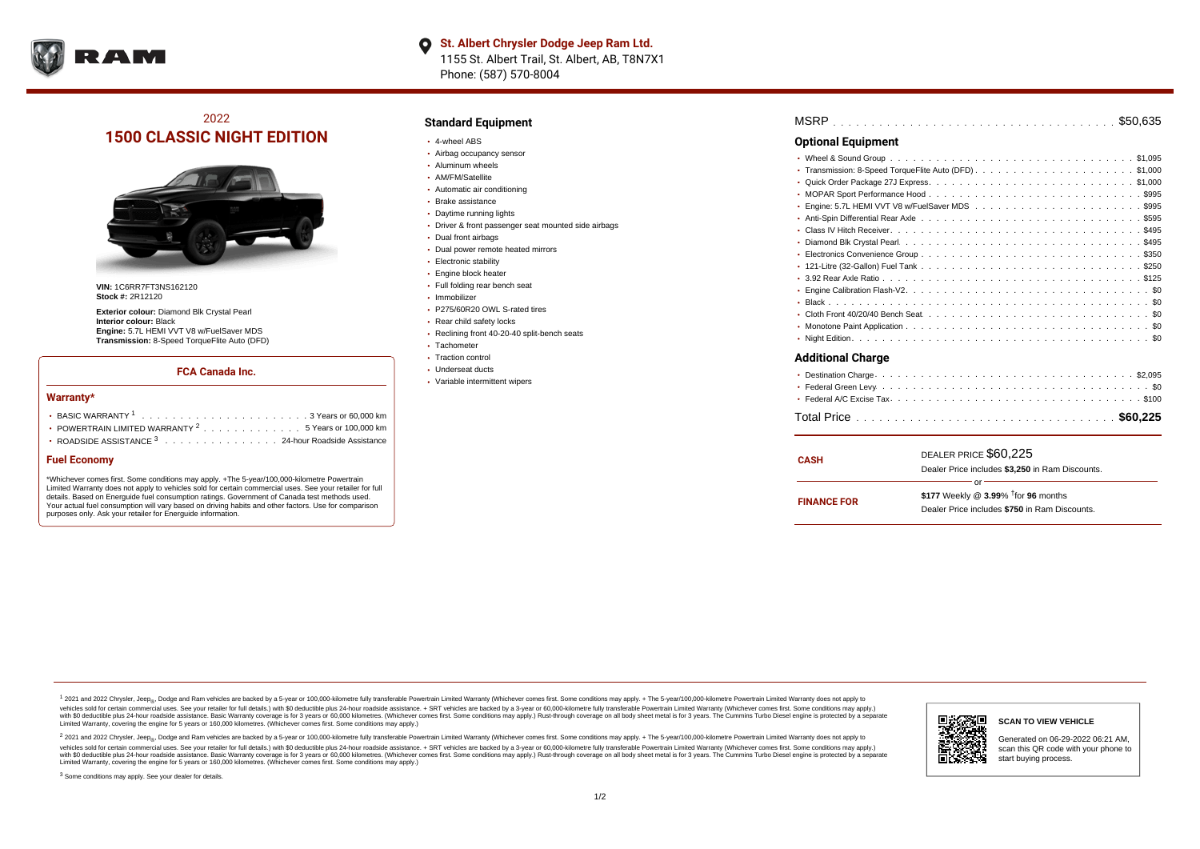**St. Albert Chrysler Dodge Jeep Ram Ltd.**
1155 St. Albert Trail, St. Albert, AB, T8N7X1
Phone: (587) 570-8004

## 2022
# 1500 CLASSIC NIGHT EDITION

**VIN:** 1C6RR7FT3NS162120
**Stock #:** 2R12120

**Exterior colour:** Diamond Blk Crystal Pearl
**Interior colour:** Black
**Engine:** 5.7L HEMI VVT V8 w/FuelSaver MDS
**Transmission:** 8-Speed TorqueFlite Auto (DFD)

### FCA Canada Inc.

#### Warranty*

- BASIC WARRANTY [1] . . . . . . . . . . 3 Years or 60,000 km
- POWERTRAIN LIMITED WARRANTY [2] . . . . . . . . 5 Years or 100,000 km
- ROADSIDE ASSISTANCE [3] . . . . . . . . 24-hour Roadside Assistance

#### Fuel Economy

*Whichever comes first. Some conditions may apply. +The 5-year/100,000-kilometre Powertrain Limited Warranty does not apply to vehicles sold for certain commercial uses. See your retailer for full details. Based on Energuide fuel consumption ratings. Government of Canada test methods used. Your actual fuel consumption will vary based on driving habits and other factors. Use for comparison purposes only. Ask your retailer for Energuide information.

## Standard Equipment

- 4-wheel ABS
- Airbag occupancy sensor
- Aluminum wheels
- AM/FM/Satellite
- Automatic air conditioning
- Brake assistance
- Daytime running lights
- Driver & front passenger seat mounted side airbags
- Dual front airbags
- Dual power remote heated mirrors
- Electronic stability
- Engine block heater
- Full folding rear bench seat
- Immobilizer
- P275/60R20 OWL S-rated tires
- Rear child safety locks
- Reclining front 40-20-40 split-bench seats
- Tachometer
- Traction control
- Underseat ducts
- Variable intermittent wipers

MSRP . . . . . . . . . . $50,635

## Optional Equipment

- Wheel & Sound Group . . . . . . . . $1,095
- Transmission: 8-Speed TorqueFlite Auto (DFD) . . . . . . . . $1,000
- Quick Order Package 27J Express . . . . . . . . $1,000
- MOPAR Sport Performance Hood . . . . . . . . $995
- Engine: 5.7L HEMI VVT V8 w/FuelSaver MDS . . . . . . . . $995
- Anti-Spin Differential Rear Axle . . . . . . . . $595
- Class IV Hitch Receiver . . . . . . . . $495
- Diamond Blk Crystal Pearl . . . . . . . . $495
- Electronics Convenience Group . . . . . . . . $350
- 121-Litre (32-Gallon) Fuel Tank . . . . . . . . $250
- 3.92 Rear Axle Ratio . . . . . . . . $125
- Engine Calibration Flash-V2 . . . . . . . . $0
- Black . . . . . . . . $0
- Cloth Front 40/20/40 Bench Seat . . . . . . . . $0
- Monotone Paint Application . . . . . . . . $0
- Night Edition . . . . . . . . $0

## Additional Charge

- Destination Charge . . . . . . . . $2,095
- Federal Green Levy . . . . . . . . $0
- Federal A/C Excise Tax . . . . . . . . $100

Total Price . . . . . . . . . . **$60,225**

| | |
|---|---|
| **CASH** | DEALER PRICE $60,225<br>Dealer Price includes **$3,250** in Ram Discounts. |
| | or |
| **FINANCE FOR** | **$177** Weekly @ **3.99**% †for **96** months<br>Dealer Price includes **$750** in Ram Discounts. |

[1] 2021 and 2022 Chrysler, Jeep®, Dodge and Ram vehicles are backed by a 5-year or 100,000-kilometre fully transferable Powertrain Limited Warranty (Whichever comes first. Some conditions may apply. + The 5-year/100,000-kilometre Powertrain Limited Warranty does not apply to vehicles sold for certain commercial uses. See your retailer for full details.) with $0 deductible plus 24-hour roadside assistance. + SRT vehicles are backed by a 3-year or 60,000-kilometre fully transferable Powertrain Limited Warranty (Whichever comes first. Some conditions may apply.) with $0 deductible plus 24-hour roadside assistance. Basic Warranty coverage is for 3 years or 60,000 kilometres. (Whichever comes first. Some conditions may apply.) Rust-through coverage on all body sheet metal is for 3 years. The Cummins Turbo Diesel engine is protected by a separate Limited Warranty, covering the engine for 5 years or 160,000 kilometres. (Whichever comes first. Some conditions may apply.)

[2] 2021 and 2022 Chrysler, Jeep®, Dodge and Ram vehicles are backed by a 5-year or 100,000-kilometre fully transferable Powertrain Limited Warranty (Whichever comes first. Some conditions may apply. + The 5-year/100,000-kilometre Powertrain Limited Warranty does not apply to vehicles sold for certain commercial uses. See your retailer for full details.) with $0 deductible plus 24-hour roadside assistance. + SRT vehicles are backed by a 3-year or 60,000-kilometre fully transferable Powertrain Limited Warranty (Whichever comes first. Some conditions may apply.) with $0 deductible plus 24-hour roadside assistance. Basic Warranty coverage is for 3 years or 60,000 kilometres. (Whichever comes first. Some conditions may apply.) Rust-through coverage on all body sheet metal is for 3 years. The Cummins Turbo Diesel engine is protected by a separate Limited Warranty, covering the engine for 5 years or 160,000 kilometres. (Whichever comes first. Some conditions may apply.)

[3] Some conditions may apply. See your dealer for details.

**SCAN TO VIEW VEHICLE**

Generated on 06-29-2022 06:21 AM, scan this QR code with your phone to start buying process.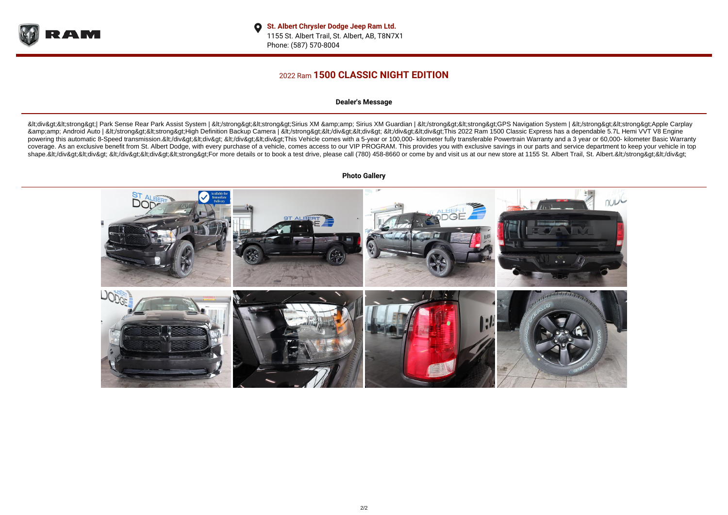**St. Albert Chrysler Dodge Jeep Ram Ltd.**
1155 St. Albert Trail, St. Albert, AB, T8N7X1
Phone: (587) 570-8004

# 2022 Ram **1500 CLASSIC NIGHT EDITION**

## Dealer's Message

&lt;div&gt;&lt;strong&gt;| Park Sense Rear Park Assist System | &lt;/strong&gt;&lt;strong&gt;Sirius XM &amp;amp; Sirius XM Guardian | &lt;/strong&gt;&lt;strong&gt;GPS Navigation System | &lt;/strong&gt;&lt;strong&gt;Apple Carplay &amp;amp; Android Auto | &lt;/strong&gt;&lt;strong&gt;High Definition Backup Camera | &lt;/strong&gt;&lt;/div&gt;&lt;div&gt; &lt;/div&gt;&lt;div&gt;This 2022 Ram 1500 Classic Express has a dependable 5.7L Hemi VVT V8 Engine powering this automatic 8-Speed transmission.&lt;/div&gt;&lt;div&gt; &lt;/div&gt;&lt;div&gt;This Vehicle comes with a 5-year or 100,000- kilometer fully transferable Powertrain Warranty and a 3 year or 60,000- kilometer Basic Warranty coverage. As an exclusive benefit from St. Albert Dodge, with every purchase of a vehicle, comes access to our VIP PROGRAM. This provides you with exclusive savings in our parts and service department to keep your vehicle in top shape.&lt;/div&gt;&lt;div&gt; &lt;/div&gt;&lt;div&gt;&lt;strong&gt;For more details or to book a test drive, please call (780) 458-8660 or come by and visit us at our new store at 1155 St. Albert Trail, St. Albert.&lt;/strong&gt;&lt;/div&gt;

## Photo Gallery